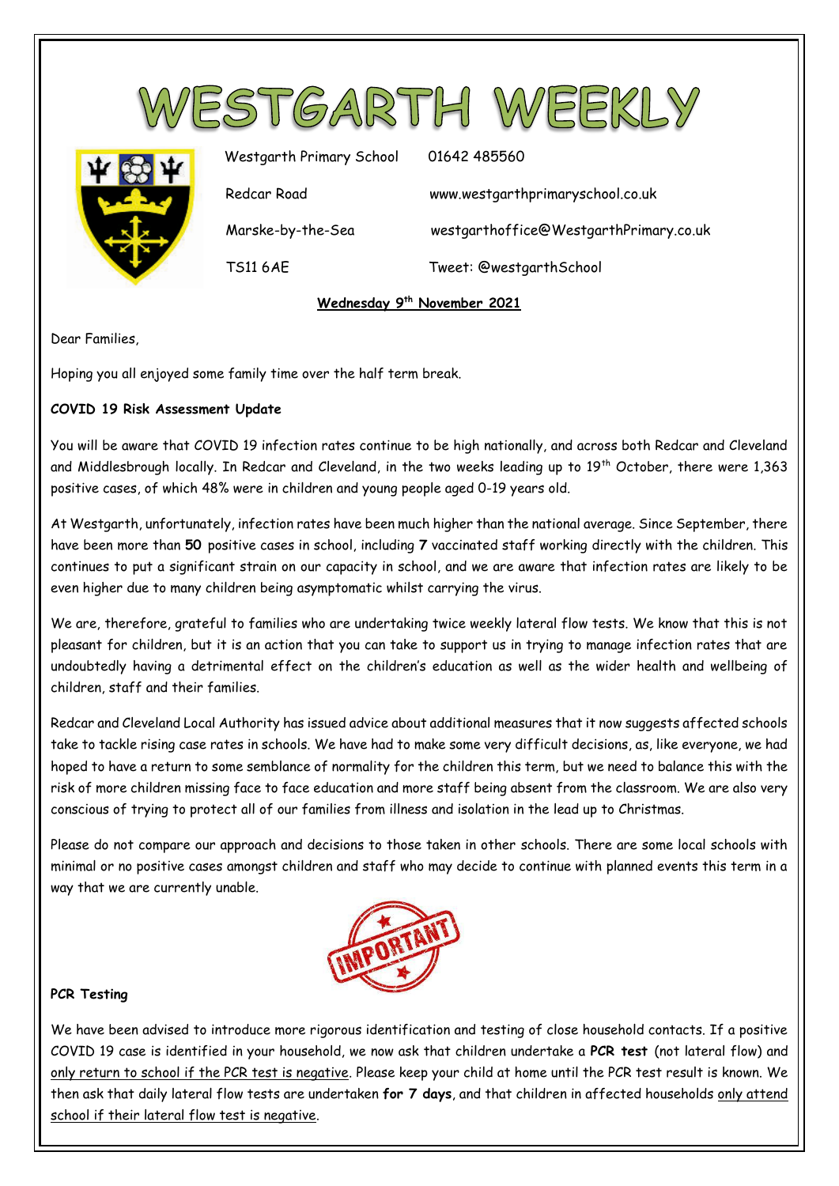# WESTGARTH WEEKLY

Westgarth Primary School | 01642 485560
Redcar Road | www.westgarthprimaryschool.co.uk
Marske-by-the-Sea | westgarthoffice@WestgarthPrimary.co.uk
TS11 6AE | Tweet: @westgarthSchool

**Wednesday 9th November 2021**

Dear Families,

Hoping you all enjoyed some family time over the half term break.

**COVID 19 Risk Assessment Update**

You will be aware that COVID 19 infection rates continue to be high nationally, and across both Redcar and Cleveland and Middlesbrough locally. In Redcar and Cleveland, in the two weeks leading up to 19th October, there were 1,363 positive cases, of which 48% were in children and young people aged 0-19 years old.

At Westgarth, unfortunately, infection rates have been much higher than the national average. Since September, there have been more than **50** positive cases in school, including **7** vaccinated staff working directly with the children. This continues to put a significant strain on our capacity in school, and we are aware that infection rates are likely to be even higher due to many children being asymptomatic whilst carrying the virus.

We are, therefore, grateful to families who are undertaking twice weekly lateral flow tests. We know that this is not pleasant for children, but it is an action that you can take to support us in trying to manage infection rates that are undoubtedly having a detrimental effect on the children's education as well as the wider health and wellbeing of children, staff and their families.

Redcar and Cleveland Local Authority has issued advice about additional measures that it now suggests affected schools take to tackle rising case rates in schools. We have had to make some very difficult decisions, as, like everyone, we had hoped to have a return to some semblance of normality for the children this term, but we need to balance this with the risk of more children missing face to face education and more staff being absent from the classroom. We are also very conscious of trying to protect all of our families from illness and isolation in the lead up to Christmas.

Please do not compare our approach and decisions to those taken in other schools. There are some local schools with minimal or no positive cases amongst children and staff who may decide to continue with planned events this term in a way that we are currently unable.

IMPORTANT

**PCR Testing**

We have been advised to introduce more rigorous identification and testing of close household contacts. If a positive COVID 19 case is identified in your household, we now ask that children undertake a **PCR test** (not lateral flow) and only return to school if the PCR test is negative. Please keep your child at home until the PCR test result is known. We then ask that daily lateral flow tests are undertaken **for 7 days**, and that children in affected households only attend school if their lateral flow test is negative.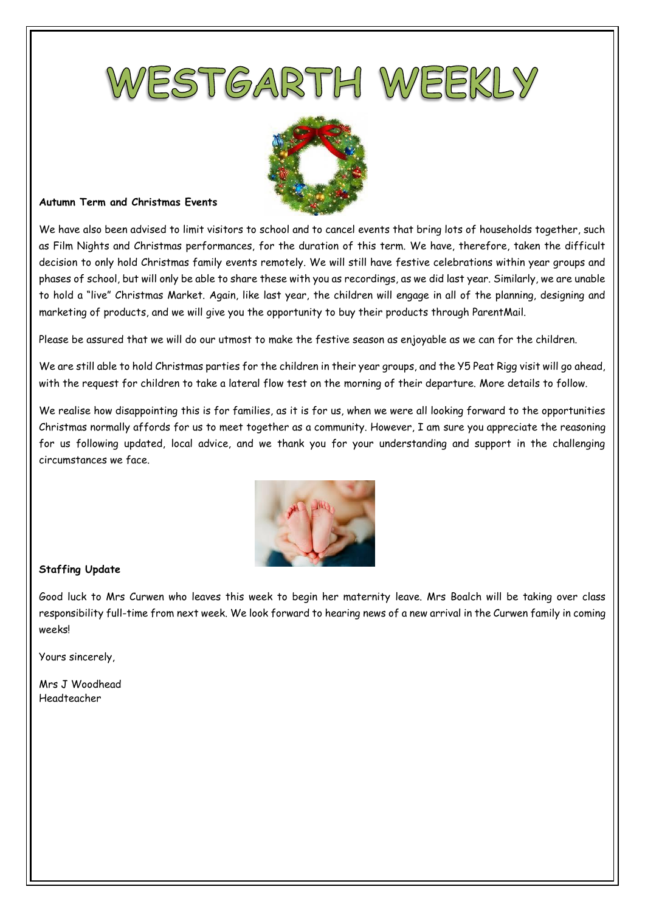# WESTGARTH WEEKLY

**Autumn Term and Christmas Events**

We have also been advised to limit visitors to school and to cancel events that bring lots of households together, such as Film Nights and Christmas performances, for the duration of this term. We have, therefore, taken the difficult decision to only hold Christmas family events remotely. We will still have festive celebrations within year groups and phases of school, but will only be able to share these with you as recordings, as we did last year. Similarly, we are unable to hold a "live" Christmas Market. Again, like last year, the children will engage in all of the planning, designing and marketing of products, and we will give you the opportunity to buy their products through ParentMail.

Please be assured that we will do our utmost to make the festive season as enjoyable as we can for the children.

We are still able to hold Christmas parties for the children in their year groups, and the Y5 Peat Rigg visit will go ahead, with the request for children to take a lateral flow test on the morning of their departure. More details to follow.

We realise how disappointing this is for families, as it is for us, when we were all looking forward to the opportunities Christmas normally affords for us to meet together as a community. However, I am sure you appreciate the reasoning for us following updated, local advice, and we thank you for your understanding and support in the challenging circumstances we face.

**Staffing Update**

Good luck to Mrs Curwen who leaves this week to begin her maternity leave. Mrs Boalch will be taking over class responsibility full-time from next week. We look forward to hearing news of a new arrival in the Curwen family in coming weeks!

Yours sincerely,

Mrs J Woodhead
Headteacher